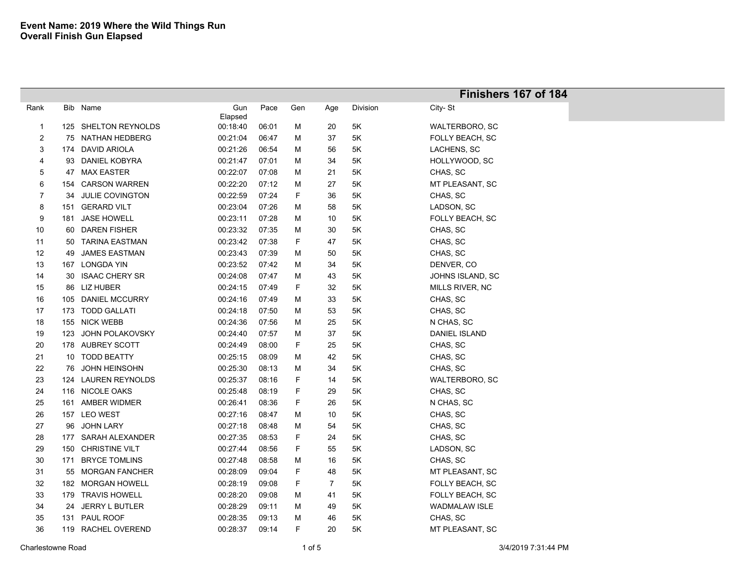**Event Name: 2019 Where the Wild Things Run**
**Overall Finish Gun Elapsed**

**Finishers 167 of 184**

| Rank | Bib | Name | Gun Elapsed | Pace | Gen | Age | Division | City- St |
|---|---|---|---|---|---|---|---|---|
| 1 | 125 | SHELTON REYNOLDS | 00:18:40 | 06:01 | M | 20 | 5K | WALTERBORO, SC |
| 2 | 75 | NATHAN HEDBERG | 00:21:04 | 06:47 | M | 37 | 5K | FOLLY BEACH, SC |
| 3 | 174 | DAVID ARIOLA | 00:21:26 | 06:54 | M | 56 | 5K | LACHENS, SC |
| 4 | 93 | DANIEL KOBYRA | 00:21:47 | 07:01 | M | 34 | 5K | HOLLYWOOD, SC |
| 5 | 47 | MAX EASTER | 00:22:07 | 07:08 | M | 21 | 5K | CHAS, SC |
| 6 | 154 | CARSON WARREN | 00:22:20 | 07:12 | M | 27 | 5K | MT PLEASANT, SC |
| 7 | 34 | JULIE COVINGTON | 00:22:59 | 07:24 | F | 36 | 5K | CHAS, SC |
| 8 | 151 | GERARD VILT | 00:23:04 | 07:26 | M | 58 | 5K | LADSON, SC |
| 9 | 181 | JASE HOWELL | 00:23:11 | 07:28 | M | 10 | 5K | FOLLY BEACH, SC |
| 10 | 60 | DAREN FISHER | 00:23:32 | 07:35 | M | 30 | 5K | CHAS, SC |
| 11 | 50 | TARINA EASTMAN | 00:23:42 | 07:38 | F | 47 | 5K | CHAS, SC |
| 12 | 49 | JAMES EASTMAN | 00:23:43 | 07:39 | M | 50 | 5K | CHAS, SC |
| 13 | 167 | LONGDA YIN | 00:23:52 | 07:42 | M | 34 | 5K | DENVER, CO |
| 14 | 30 | ISAAC CHERY SR | 00:24:08 | 07:47 | M | 43 | 5K | JOHNS ISLAND, SC |
| 15 | 86 | LIZ HUBER | 00:24:15 | 07:49 | F | 32 | 5K | MILLS RIVER, NC |
| 16 | 105 | DANIEL MCCURRY | 00:24:16 | 07:49 | M | 33 | 5K | CHAS, SC |
| 17 | 173 | TODD GALLATI | 00:24:18 | 07:50 | M | 53 | 5K | CHAS, SC |
| 18 | 155 | NICK WEBB | 00:24:36 | 07:56 | M | 25 | 5K | N CHAS, SC |
| 19 | 123 | JOHN POLAKOVSKY | 00:24:40 | 07:57 | M | 37 | 5K | DANIEL ISLAND |
| 20 | 178 | AUBREY SCOTT | 00:24:49 | 08:00 | F | 25 | 5K | CHAS, SC |
| 21 | 10 | TODD BEATTY | 00:25:15 | 08:09 | M | 42 | 5K | CHAS, SC |
| 22 | 76 | JOHN HEINSOHN | 00:25:30 | 08:13 | M | 34 | 5K | CHAS, SC |
| 23 | 124 | LAUREN REYNOLDS | 00:25:37 | 08:16 | F | 14 | 5K | WALTERBORO, SC |
| 24 | 116 | NICOLE OAKS | 00:25:48 | 08:19 | F | 29 | 5K | CHAS, SC |
| 25 | 161 | AMBER WIDMER | 00:26:41 | 08:36 | F | 26 | 5K | N CHAS, SC |
| 26 | 157 | LEO WEST | 00:27:16 | 08:47 | M | 10 | 5K | CHAS, SC |
| 27 | 96 | JOHN LARY | 00:27:18 | 08:48 | M | 54 | 5K | CHAS, SC |
| 28 | 177 | SARAH ALEXANDER | 00:27:35 | 08:53 | F | 24 | 5K | CHAS, SC |
| 29 | 150 | CHRISTINE VILT | 00:27:44 | 08:56 | F | 55 | 5K | LADSON, SC |
| 30 | 171 | BRYCE TOMLINS | 00:27:48 | 08:58 | M | 16 | 5K | CHAS, SC |
| 31 | 55 | MORGAN FANCHER | 00:28:09 | 09:04 | F | 48 | 5K | MT PLEASANT, SC |
| 32 | 182 | MORGAN HOWELL | 00:28:19 | 09:08 | F | 7 | 5K | FOLLY BEACH, SC |
| 33 | 179 | TRAVIS HOWELL | 00:28:20 | 09:08 | M | 41 | 5K | FOLLY BEACH, SC |
| 34 | 24 | JERRY L BUTLER | 00:28:29 | 09:11 | M | 49 | 5K | WADMALAW ISLE |
| 35 | 131 | PAUL ROOF | 00:28:35 | 09:13 | M | 46 | 5K | CHAS, SC |
| 36 | 119 | RACHEL OVEREND | 00:28:37 | 09:14 | F | 20 | 5K | MT PLEASANT, SC |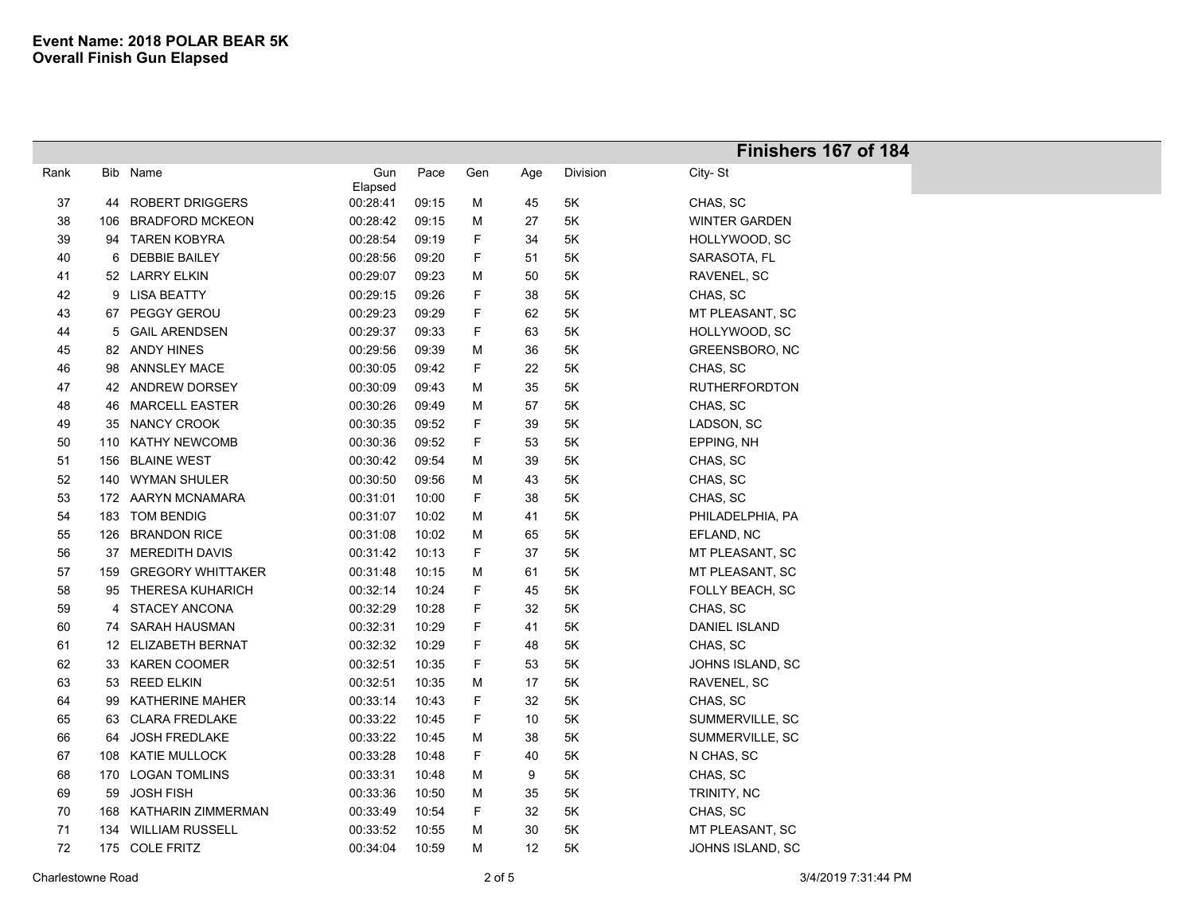**Event Name: 2018 POLAR BEAR 5K**
**Overall Finish Gun Elapsed**

**Finishers 167 of 184**

| Rank | Bib | Name | Gun Elapsed | Pace | Gen | Age | Division | City- St |
|---|---|---|---|---|---|---|---|---|
| 37 | 44 | ROBERT DRIGGERS | 00:28:41 | 09:15 | M | 45 | 5K | CHAS, SC |
| 38 | 106 | BRADFORD MCKEON | 00:28:42 | 09:15 | M | 27 | 5K | WINTER GARDEN |
| 39 | 94 | TAREN KOBYRA | 00:28:54 | 09:19 | F | 34 | 5K | HOLLYWOOD, SC |
| 40 | 6 | DEBBIE BAILEY | 00:28:56 | 09:20 | F | 51 | 5K | SARASOTA, FL |
| 41 | 52 | LARRY ELKIN | 00:29:07 | 09:23 | M | 50 | 5K | RAVENEL, SC |
| 42 | 9 | LISA BEATTY | 00:29:15 | 09:26 | F | 38 | 5K | CHAS, SC |
| 43 | 67 | PEGGY GEROU | 00:29:23 | 09:29 | F | 62 | 5K | MT PLEASANT, SC |
| 44 | 5 | GAIL ARENDSEN | 00:29:37 | 09:33 | F | 63 | 5K | HOLLYWOOD, SC |
| 45 | 82 | ANDY HINES | 00:29:56 | 09:39 | M | 36 | 5K | GREENSBORO, NC |
| 46 | 98 | ANNSLEY MACE | 00:30:05 | 09:42 | F | 22 | 5K | CHAS, SC |
| 47 | 42 | ANDREW DORSEY | 00:30:09 | 09:43 | M | 35 | 5K | RUTHERFORDTON |
| 48 | 46 | MARCELL EASTER | 00:30:26 | 09:49 | M | 57 | 5K | CHAS, SC |
| 49 | 35 | NANCY CROOK | 00:30:35 | 09:52 | F | 39 | 5K | LADSON, SC |
| 50 | 110 | KATHY NEWCOMB | 00:30:36 | 09:52 | F | 53 | 5K | EPPING, NH |
| 51 | 156 | BLAINE WEST | 00:30:42 | 09:54 | M | 39 | 5K | CHAS, SC |
| 52 | 140 | WYMAN SHULER | 00:30:50 | 09:56 | M | 43 | 5K | CHAS, SC |
| 53 | 172 | AARYN MCNAMARA | 00:31:01 | 10:00 | F | 38 | 5K | CHAS, SC |
| 54 | 183 | TOM BENDIG | 00:31:07 | 10:02 | M | 41 | 5K | PHILADELPHIA, PA |
| 55 | 126 | BRANDON RICE | 00:31:08 | 10:02 | M | 65 | 5K | EFLAND, NC |
| 56 | 37 | MEREDITH DAVIS | 00:31:42 | 10:13 | F | 37 | 5K | MT PLEASANT, SC |
| 57 | 159 | GREGORY WHITTAKER | 00:31:48 | 10:15 | M | 61 | 5K | MT PLEASANT, SC |
| 58 | 95 | THERESA KUHARICH | 00:32:14 | 10:24 | F | 45 | 5K | FOLLY BEACH, SC |
| 59 | 4 | STACEY ANCONA | 00:32:29 | 10:28 | F | 32 | 5K | CHAS, SC |
| 60 | 74 | SARAH HAUSMAN | 00:32:31 | 10:29 | F | 41 | 5K | DANIEL ISLAND |
| 61 | 12 | ELIZABETH BERNAT | 00:32:32 | 10:29 | F | 48 | 5K | CHAS, SC |
| 62 | 33 | KAREN COOMER | 00:32:51 | 10:35 | F | 53 | 5K | JOHNS ISLAND, SC |
| 63 | 53 | REED ELKIN | 00:32:51 | 10:35 | M | 17 | 5K | RAVENEL, SC |
| 64 | 99 | KATHERINE MAHER | 00:33:14 | 10:43 | F | 32 | 5K | CHAS, SC |
| 65 | 63 | CLARA FREDLAKE | 00:33:22 | 10:45 | F | 10 | 5K | SUMMERVILLE, SC |
| 66 | 64 | JOSH FREDLAKE | 00:33:22 | 10:45 | M | 38 | 5K | SUMMERVILLE, SC |
| 67 | 108 | KATIE MULLOCK | 00:33:28 | 10:48 | F | 40 | 5K | N CHAS, SC |
| 68 | 170 | LOGAN TOMLINS | 00:33:31 | 10:48 | M | 9 | 5K | CHAS, SC |
| 69 | 59 | JOSH FISH | 00:33:36 | 10:50 | M | 35 | 5K | TRINITY, NC |
| 70 | 168 | KATHARIN ZIMMERMAN | 00:33:49 | 10:54 | F | 32 | 5K | CHAS, SC |
| 71 | 134 | WILLIAM RUSSELL | 00:33:52 | 10:55 | M | 30 | 5K | MT PLEASANT, SC |
| 72 | 175 | COLE FRITZ | 00:34:04 | 10:59 | M | 12 | 5K | JOHNS ISLAND, SC |

Charlestowne Road 3/4/2019 7:31:44 PM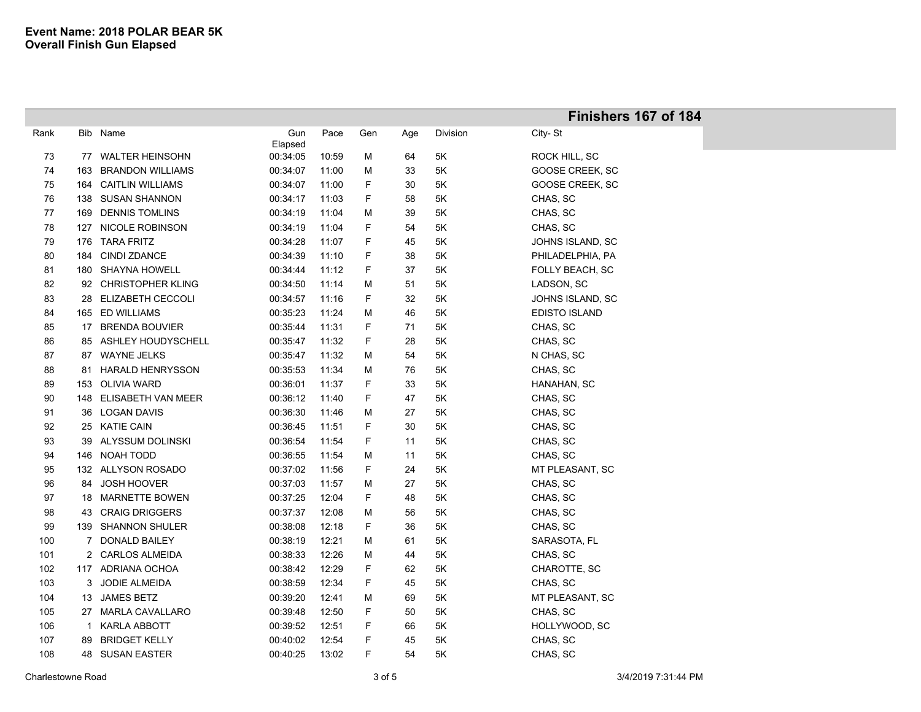**Event Name: 2018 POLAR BEAR 5K**
**Overall Finish Gun Elapsed**

**Finishers 167 of 184**

| Rank | Bib | Name | Gun Elapsed | Pace | Gen | Age | Division | City- St |
|---|---|---|---|---|---|---|---|---|
| 73 | 77 | WALTER HEINSOHN | 00:34:05 | 10:59 | M | 64 | 5K | ROCK HILL, SC |
| 74 | 163 | BRANDON WILLIAMS | 00:34:07 | 11:00 | M | 33 | 5K | GOOSE CREEK, SC |
| 75 | 164 | CAITLIN WILLIAMS | 00:34:07 | 11:00 | F | 30 | 5K | GOOSE CREEK, SC |
| 76 | 138 | SUSAN SHANNON | 00:34:17 | 11:03 | F | 58 | 5K | CHAS, SC |
| 77 | 169 | DENNIS TOMLINS | 00:34:19 | 11:04 | M | 39 | 5K | CHAS, SC |
| 78 | 127 | NICOLE ROBINSON | 00:34:19 | 11:04 | F | 54 | 5K | CHAS, SC |
| 79 | 176 | TARA FRITZ | 00:34:28 | 11:07 | F | 45 | 5K | JOHNS ISLAND, SC |
| 80 | 184 | CINDI ZDANCE | 00:34:39 | 11:10 | F | 38 | 5K | PHILADELPHIA, PA |
| 81 | 180 | SHAYNA HOWELL | 00:34:44 | 11:12 | F | 37 | 5K | FOLLY BEACH, SC |
| 82 | 92 | CHRISTOPHER KLING | 00:34:50 | 11:14 | M | 51 | 5K | LADSON, SC |
| 83 | 28 | ELIZABETH CECCOLI | 00:34:57 | 11:16 | F | 32 | 5K | JOHNS ISLAND, SC |
| 84 | 165 | ED WILLIAMS | 00:35:23 | 11:24 | M | 46 | 5K | EDISTO ISLAND |
| 85 | 17 | BRENDA BOUVIER | 00:35:44 | 11:31 | F | 71 | 5K | CHAS, SC |
| 86 | 85 | ASHLEY HOUDYSCHELL | 00:35:47 | 11:32 | F | 28 | 5K | CHAS, SC |
| 87 | 87 | WAYNE JELKS | 00:35:47 | 11:32 | M | 54 | 5K | N CHAS, SC |
| 88 | 81 | HARALD HENRYSSON | 00:35:53 | 11:34 | M | 76 | 5K | CHAS, SC |
| 89 | 153 | OLIVIA WARD | 00:36:01 | 11:37 | F | 33 | 5K | HANAHAN, SC |
| 90 | 148 | ELISABETH VAN MEER | 00:36:12 | 11:40 | F | 47 | 5K | CHAS, SC |
| 91 | 36 | LOGAN DAVIS | 00:36:30 | 11:46 | M | 27 | 5K | CHAS, SC |
| 92 | 25 | KATIE CAIN | 00:36:45 | 11:51 | F | 30 | 5K | CHAS, SC |
| 93 | 39 | ALYSSUM DOLINSKI | 00:36:54 | 11:54 | F | 11 | 5K | CHAS, SC |
| 94 | 146 | NOAH TODD | 00:36:55 | 11:54 | M | 11 | 5K | CHAS, SC |
| 95 | 132 | ALLYSON ROSADO | 00:37:02 | 11:56 | F | 24 | 5K | MT PLEASANT, SC |
| 96 | 84 | JOSH HOOVER | 00:37:03 | 11:57 | M | 27 | 5K | CHAS, SC |
| 97 | 18 | MARNETTE BOWEN | 00:37:25 | 12:04 | F | 48 | 5K | CHAS, SC |
| 98 | 43 | CRAIG DRIGGERS | 00:37:37 | 12:08 | M | 56 | 5K | CHAS, SC |
| 99 | 139 | SHANNON SHULER | 00:38:08 | 12:18 | F | 36 | 5K | CHAS, SC |
| 100 | 7 | DONALD BAILEY | 00:38:19 | 12:21 | M | 61 | 5K | SARASOTA, FL |
| 101 | 2 | CARLOS ALMEIDA | 00:38:33 | 12:26 | M | 44 | 5K | CHAS, SC |
| 102 | 117 | ADRIANA OCHOA | 00:38:42 | 12:29 | F | 62 | 5K | CHAROTTE, SC |
| 103 | 3 | JODIE ALMEIDA | 00:38:59 | 12:34 | F | 45 | 5K | CHAS, SC |
| 104 | 13 | JAMES BETZ | 00:39:20 | 12:41 | M | 69 | 5K | MT PLEASANT, SC |
| 105 | 27 | MARLA CAVALLARO | 00:39:48 | 12:50 | F | 50 | 5K | CHAS, SC |
| 106 | 1 | KARLA ABBOTT | 00:39:52 | 12:51 | F | 66 | 5K | HOLLYWOOD, SC |
| 107 | 89 | BRIDGET KELLY | 00:40:02 | 12:54 | F | 45 | 5K | CHAS, SC |
| 108 | 48 | SUSAN EASTER | 00:40:25 | 13:02 | F | 54 | 5K | CHAS, SC |

Charlestowne Road 3/4/2019 7:31:44 PM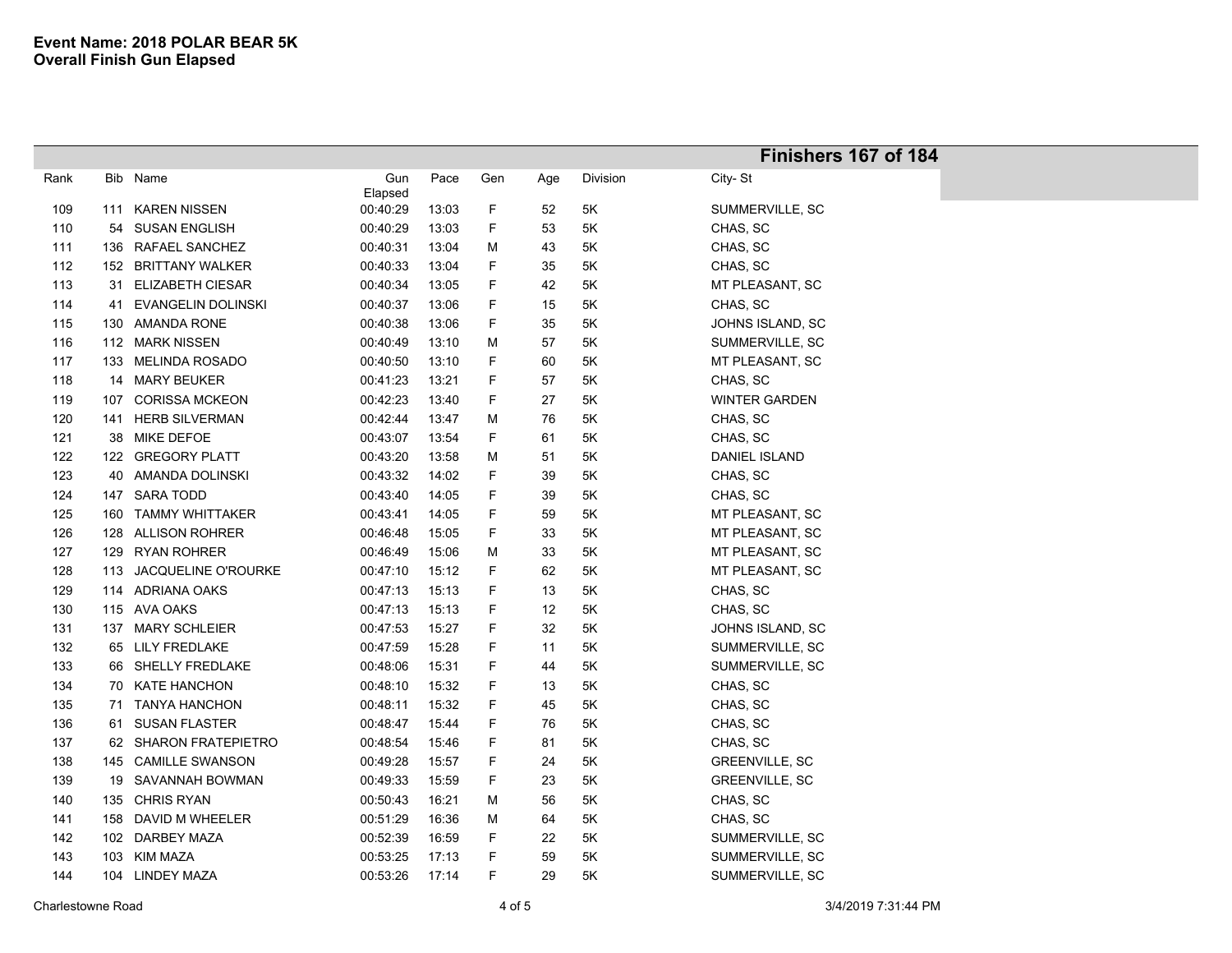**Event Name: 2018 POLAR BEAR 5K**
**Overall Finish Gun Elapsed**

**Finishers 167 of 184**

| Rank | Bib | Name | Gun Elapsed | Pace | Gen | Age | Division | City- St |
|---|---|---|---|---|---|---|---|---|
| 109 | 111 | KAREN NISSEN | 00:40:29 | 13:03 | F | 52 | 5K | SUMMERVILLE, SC |
| 110 | 54 | SUSAN ENGLISH | 00:40:29 | 13:03 | F | 53 | 5K | CHAS, SC |
| 111 | 136 | RAFAEL SANCHEZ | 00:40:31 | 13:04 | M | 43 | 5K | CHAS, SC |
| 112 | 152 | BRITTANY WALKER | 00:40:33 | 13:04 | F | 35 | 5K | CHAS, SC |
| 113 | 31 | ELIZABETH CIESAR | 00:40:34 | 13:05 | F | 42 | 5K | MT PLEASANT, SC |
| 114 | 41 | EVANGELIN DOLINSKI | 00:40:37 | 13:06 | F | 15 | 5K | CHAS, SC |
| 115 | 130 | AMANDA RONE | 00:40:38 | 13:06 | F | 35 | 5K | JOHNS ISLAND, SC |
| 116 | 112 | MARK NISSEN | 00:40:49 | 13:10 | M | 57 | 5K | SUMMERVILLE, SC |
| 117 | 133 | MELINDA ROSADO | 00:40:50 | 13:10 | F | 60 | 5K | MT PLEASANT, SC |
| 118 | 14 | MARY BEUKER | 00:41:23 | 13:21 | F | 57 | 5K | CHAS, SC |
| 119 | 107 | CORISSA MCKEON | 00:42:23 | 13:40 | F | 27 | 5K | WINTER GARDEN |
| 120 | 141 | HERB SILVERMAN | 00:42:44 | 13:47 | M | 76 | 5K | CHAS, SC |
| 121 | 38 | MIKE DEFOE | 00:43:07 | 13:54 | F | 61 | 5K | CHAS, SC |
| 122 | 122 | GREGORY PLATT | 00:43:20 | 13:58 | M | 51 | 5K | DANIEL ISLAND |
| 123 | 40 | AMANDA DOLINSKI | 00:43:32 | 14:02 | F | 39 | 5K | CHAS, SC |
| 124 | 147 | SARA TODD | 00:43:40 | 14:05 | F | 39 | 5K | CHAS, SC |
| 125 | 160 | TAMMY WHITTAKER | 00:43:41 | 14:05 | F | 59 | 5K | MT PLEASANT, SC |
| 126 | 128 | ALLISON ROHRER | 00:46:48 | 15:05 | F | 33 | 5K | MT PLEASANT, SC |
| 127 | 129 | RYAN ROHRER | 00:46:49 | 15:06 | M | 33 | 5K | MT PLEASANT, SC |
| 128 | 113 | JACQUELINE O'ROURKE | 00:47:10 | 15:12 | F | 62 | 5K | MT PLEASANT, SC |
| 129 | 114 | ADRIANA OAKS | 00:47:13 | 15:13 | F | 13 | 5K | CHAS, SC |
| 130 | 115 | AVA OAKS | 00:47:13 | 15:13 | F | 12 | 5K | CHAS, SC |
| 131 | 137 | MARY SCHLEIER | 00:47:53 | 15:27 | F | 32 | 5K | JOHNS ISLAND, SC |
| 132 | 65 | LILY FREDLAKE | 00:47:59 | 15:28 | F | 11 | 5K | SUMMERVILLE, SC |
| 133 | 66 | SHELLY FREDLAKE | 00:48:06 | 15:31 | F | 44 | 5K | SUMMERVILLE, SC |
| 134 | 70 | KATE HANCHON | 00:48:10 | 15:32 | F | 13 | 5K | CHAS, SC |
| 135 | 71 | TANYA HANCHON | 00:48:11 | 15:32 | F | 45 | 5K | CHAS, SC |
| 136 | 61 | SUSAN FLASTER | 00:48:47 | 15:44 | F | 76 | 5K | CHAS, SC |
| 137 | 62 | SHARON FRATEPIETRO | 00:48:54 | 15:46 | F | 81 | 5K | CHAS, SC |
| 138 | 145 | CAMILLE SWANSON | 00:49:28 | 15:57 | F | 24 | 5K | GREENVILLE, SC |
| 139 | 19 | SAVANNAH BOWMAN | 00:49:33 | 15:59 | F | 23 | 5K | GREENVILLE, SC |
| 140 | 135 | CHRIS RYAN | 00:50:43 | 16:21 | M | 56 | 5K | CHAS, SC |
| 141 | 158 | DAVID M WHEELER | 00:51:29 | 16:36 | M | 64 | 5K | CHAS, SC |
| 142 | 102 | DARBEY MAZA | 00:52:39 | 16:59 | F | 22 | 5K | SUMMERVILLE, SC |
| 143 | 103 | KIM MAZA | 00:53:25 | 17:13 | F | 59 | 5K | SUMMERVILLE, SC |
| 144 | 104 | LINDEY MAZA | 00:53:26 | 17:14 | F | 29 | 5K | SUMMERVILLE, SC |

Charlestowne Road

3/4/2019 7:31:44 PM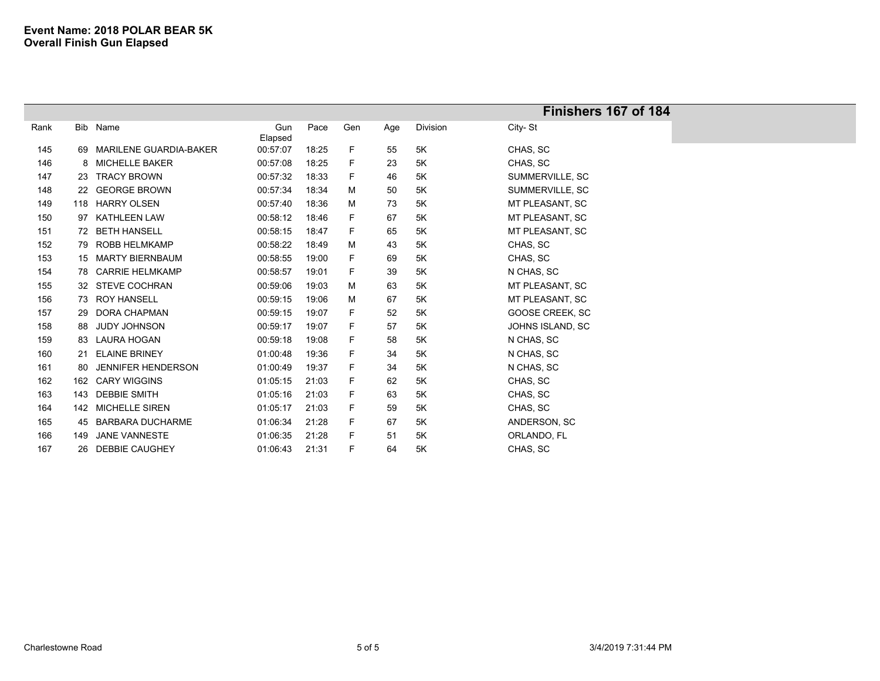**Event Name: 2018 POLAR BEAR 5K**
**Overall Finish Gun Elapsed**

**Finishers 167 of 184**

| Rank | Bib | Name | Gun Elapsed | Pace | Gen | Age | Division | City- St |
|---|---|---|---|---|---|---|---|---|
| 145 | 69 | MARILENE GUARDIA-BAKER | 00:57:07 | 18:25 | F | 55 | 5K | CHAS, SC |
| 146 | 8 | MICHELLE BAKER | 00:57:08 | 18:25 | F | 23 | 5K | CHAS, SC |
| 147 | 23 | TRACY BROWN | 00:57:32 | 18:33 | F | 46 | 5K | SUMMERVILLE, SC |
| 148 | 22 | GEORGE BROWN | 00:57:34 | 18:34 | M | 50 | 5K | SUMMERVILLE, SC |
| 149 | 118 | HARRY OLSEN | 00:57:40 | 18:36 | M | 73 | 5K | MT PLEASANT, SC |
| 150 | 97 | KATHLEEN LAW | 00:58:12 | 18:46 | F | 67 | 5K | MT PLEASANT, SC |
| 151 | 72 | BETH HANSELL | 00:58:15 | 18:47 | F | 65 | 5K | MT PLEASANT, SC |
| 152 | 79 | ROBB HELMKAMP | 00:58:22 | 18:49 | M | 43 | 5K | CHAS, SC |
| 153 | 15 | MARTY BIERNBAUM | 00:58:55 | 19:00 | F | 69 | 5K | CHAS, SC |
| 154 | 78 | CARRIE HELMKAMP | 00:58:57 | 19:01 | F | 39 | 5K | N CHAS, SC |
| 155 | 32 | STEVE COCHRAN | 00:59:06 | 19:03 | M | 63 | 5K | MT PLEASANT, SC |
| 156 | 73 | ROY HANSELL | 00:59:15 | 19:06 | M | 67 | 5K | MT PLEASANT, SC |
| 157 | 29 | DORA CHAPMAN | 00:59:15 | 19:07 | F | 52 | 5K | GOOSE CREEK, SC |
| 158 | 88 | JUDY JOHNSON | 00:59:17 | 19:07 | F | 57 | 5K | JOHNS ISLAND, SC |
| 159 | 83 | LAURA HOGAN | 00:59:18 | 19:08 | F | 58 | 5K | N CHAS, SC |
| 160 | 21 | ELAINE BRINEY | 01:00:48 | 19:36 | F | 34 | 5K | N CHAS, SC |
| 161 | 80 | JENNIFER HENDERSON | 01:00:49 | 19:37 | F | 34 | 5K | N CHAS, SC |
| 162 | 162 | CARY WIGGINS | 01:05:15 | 21:03 | F | 62 | 5K | CHAS, SC |
| 163 | 143 | DEBBIE SMITH | 01:05:16 | 21:03 | F | 63 | 5K | CHAS, SC |
| 164 | 142 | MICHELLE SIREN | 01:05:17 | 21:03 | F | 59 | 5K | CHAS, SC |
| 165 | 45 | BARBARA DUCHARME | 01:06:34 | 21:28 | F | 67 | 5K | ANDERSON, SC |
| 166 | 149 | JANE VANNESTE | 01:06:35 | 21:28 | F | 51 | 5K | ORLANDO, FL |
| 167 | 26 | DEBBIE CAUGHEY | 01:06:43 | 21:31 | F | 64 | 5K | CHAS, SC |

Charlestowne Road

3/4/2019 7:31:44 PM